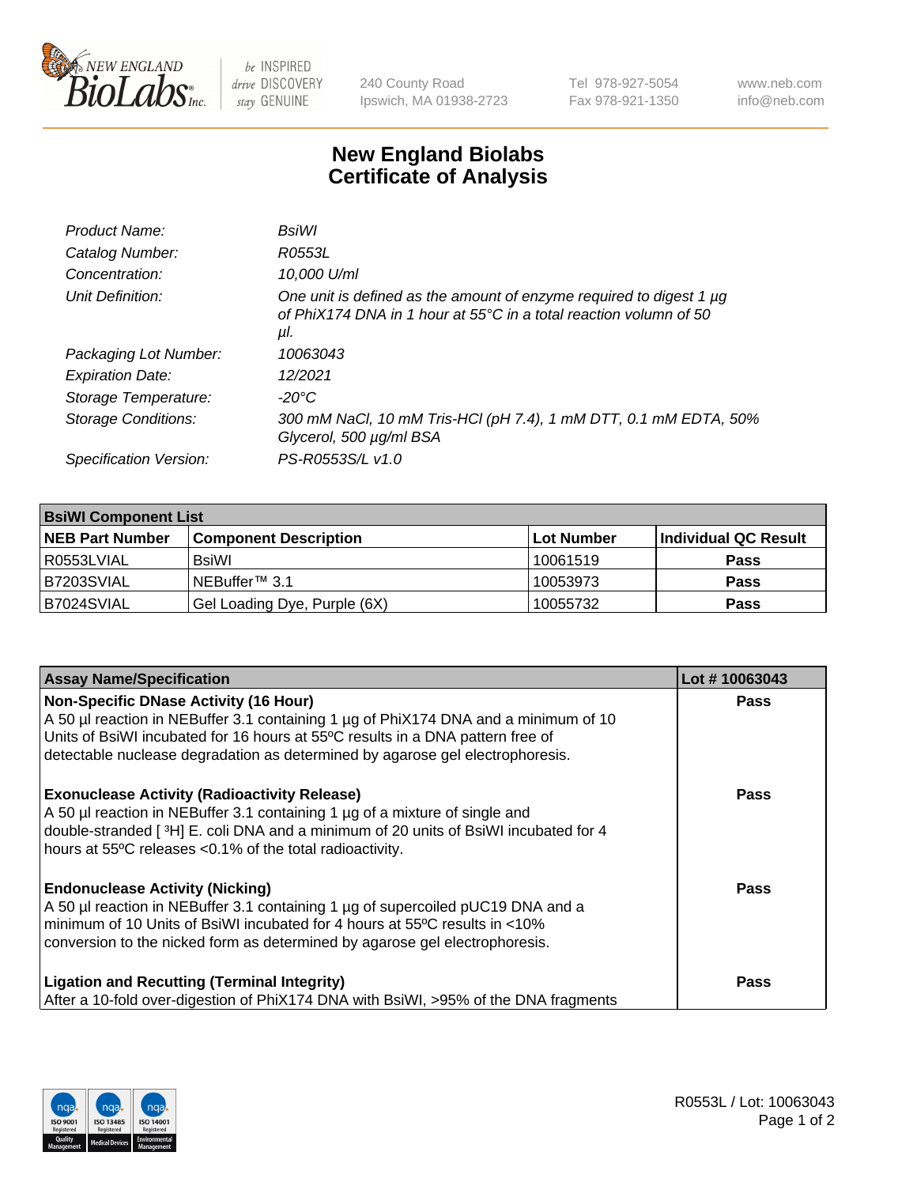# New England Biolabs Certificate of Analysis

| | |
|---|---|
| *Product Name:* | *BsiWI* |
| *Catalog Number:* | *R0553L* |
| *Concentration:* | *10,000 U/ml* |
| *Unit Definition:* | *One unit is defined as the amount of enzyme required to digest 1 µg of PhiX174 DNA in 1 hour at 55°C in a total reaction volumn of 50 µl.* |
| *Packaging Lot Number:* | *10063043* |
| *Expiration Date:* | *12/2021* |
| *Storage Temperature:* | *-20°C* |
| *Storage Conditions:* | *300 mM NaCl, 10 mM Tris-HCl (pH 7.4), 1 mM DTT, 0.1 mM EDTA, 50% Glycerol, 500 µg/ml BSA* |
| *Specification Version:* | *PS-R0553S/L v1.0* |

| **BsiWI Component List** | | | |
|---|---|---|---|
| **NEB Part Number** | **Component Description** | **Lot Number** | **Individual QC Result** |
| R0553LVIAL | BsiWI | 10061519 | **Pass** |
| B7203SVIAL | NEBuffer™ 3.1 | 10053973 | **Pass** |
| B7024SVIAL | Gel Loading Dye, Purple (6X) | 10055732 | **Pass** |

| **Assay Name/Specification** | **Lot # 10063043** |
|---|---|
| **Non-Specific DNase Activity (16 Hour)**<br>A 50 µl reaction in NEBuffer 3.1 containing 1 µg of PhiX174 DNA and a minimum of 10 Units of BsiWI incubated for 16 hours at 55ºC results in a DNA pattern free of detectable nuclease degradation as determined by agarose gel electrophoresis. | **Pass** |
| **Exonuclease Activity (Radioactivity Release)**<br>A 50 µl reaction in NEBuffer 3.1 containing 1 µg of a mixture of single and double-stranded [ ³H] E. coli DNA and a minimum of 20 units of BsiWI incubated for 4 hours at 55ºC releases <0.1% of the total radioactivity. | **Pass** |
| **Endonuclease Activity (Nicking)**<br>A 50 µl reaction in NEBuffer 3.1 containing 1 µg of supercoiled pUC19 DNA and a minimum of 10 Units of BsiWI incubated for 4 hours at 55ºC results in <10% conversion to the nicked form as determined by agarose gel electrophoresis. | **Pass** |
| **Ligation and Recutting (Terminal Integrity)**<br>After a 10-fold over-digestion of PhiX174 DNA with BsiWI, >95% of the DNA fragments | **Pass** |

R0553L / Lot: 10063043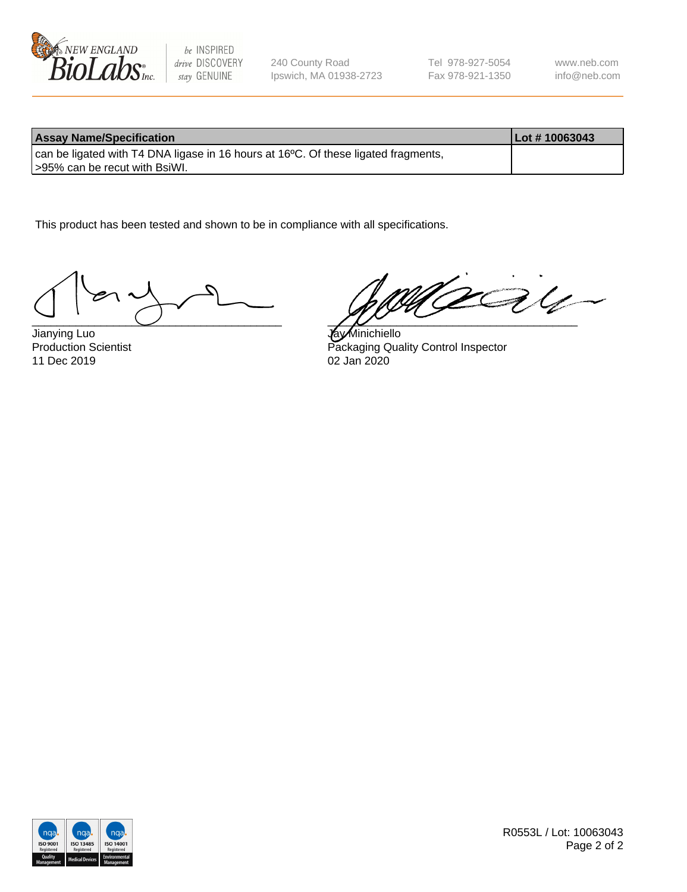NEW ENGLAND BioLabs Inc. — be INSPIRED drive DISCOVERY stay GENUINE

240 County Road
Ipswich, MA 01938-2723

Tel 978-927-5054
Fax 978-921-1350

www.neb.com
info@neb.com

| Assay Name/Specification | Lot # 10063043 |
| --- | --- |
| can be ligated with T4 DNA ligase in 16 hours at 16ºC. Of these ligated fragments, >95% can be recut with BsiWI. | |

This product has been tested and shown to be in compliance with all specifications.

Jianying Luo
Production Scientist
11 Dec 2019

Jay Minichiello
Packaging Quality Control Inspector
02 Jan 2020

ISO 9001 Registered Quality Management | ISO 13485 Registered Medical Devices | ISO 14001 Registered Environmental Management

R0553L / Lot: 10063043